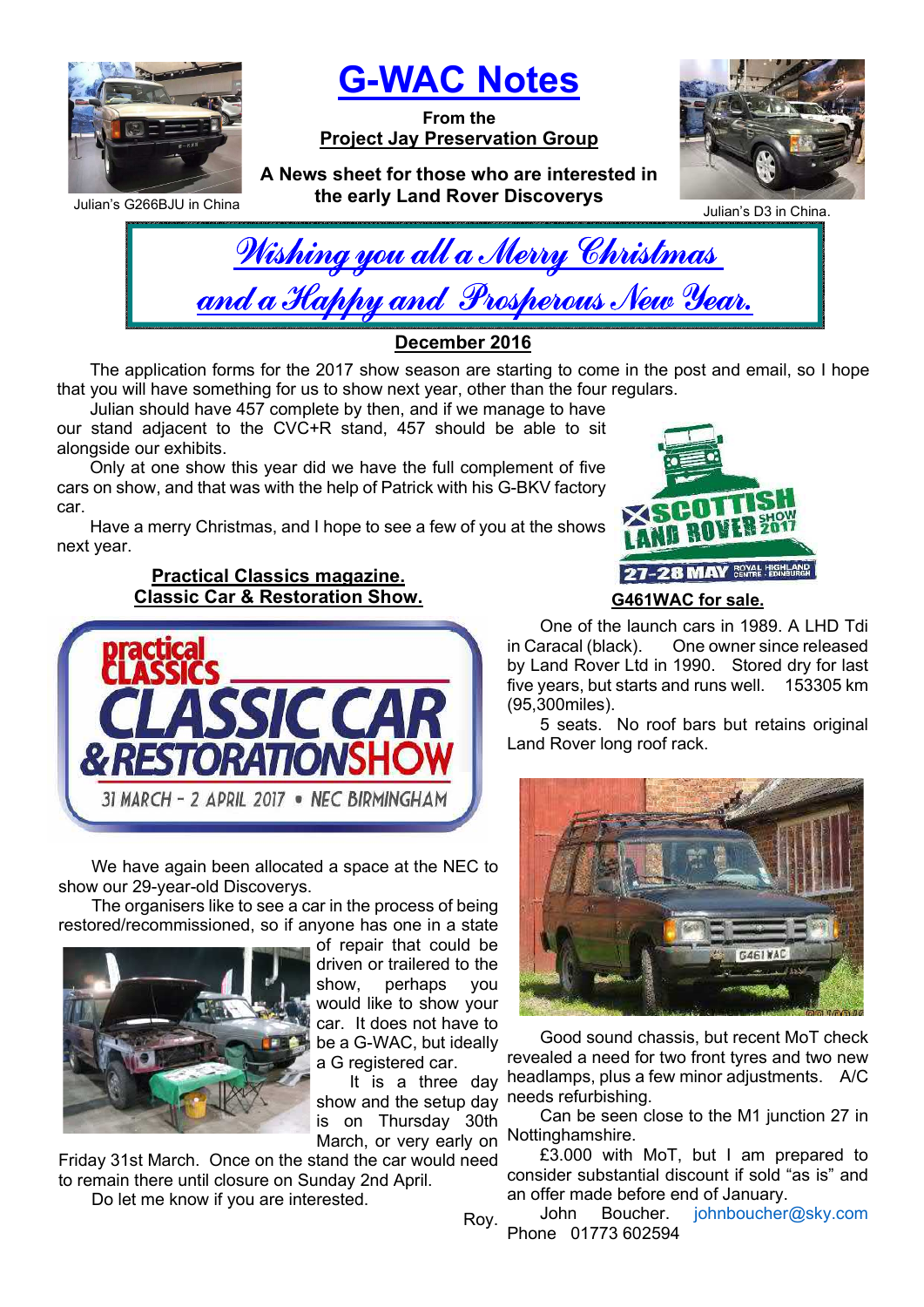# G-WAC Notes

**From the**
**Project Jay Preservation Group**

**A News sheet for those who are interested in the early Land Rover Discoverys**

Julian's G266BJU in China

Julian's D3 in China.

*Wishing you all a Merry Christmas and a Happy and Prosperous New Year.*

**December 2016**

The application forms for the 2017 show season are starting to come in the post and email, so I hope that you will have something for us to show next year, other than the four regulars.

Julian should have 457 complete by then, and if we manage to have our stand adjacent to the CVC+R stand, 457 should be able to sit alongside our exhibits.

Only at one show this year did we have the full complement of five cars on show, and that was with the help of Patrick with his G-BKV factory car.

Have a merry Christmas, and I hope to see a few of you at the shows next year.

SCOTTISH LAND ROVER SHOW 2017 — 27-28 MAY — ROYAL HIGHLAND CENTRE · EDINBURGH

## Practical Classics magazine. Classic Car & Restoration Show.

Practical Classics CLASSIC CAR & RESTORATION SHOW — 31 MARCH - 2 APRIL 2017 • NEC BIRMINGHAM

We have again been allocated a space at the NEC to show our 29-year-old Discoverys.

The organisers like to see a car in the process of being restored/recommissioned, so if anyone has one in a state of repair that could be driven or trailered to the show, perhaps you would like to show your car. It does not have to be a G-WAC, but ideally a G registered car.

It is a three day show and the setup day is on Thursday 30th March, or very early on Friday 31st March. Once on the stand the car would need to remain there until closure on Sunday 2nd April.

Do let me know if you are interested.

Roy.

## G461WAC for sale.

One of the launch cars in 1989. A LHD Tdi in Caracal (black). One owner since released by Land Rover Ltd in 1990. Stored dry for last five years, but starts and runs well. 153305 km (95,300miles).

5 seats. No roof bars but retains original Land Rover long roof rack.

Good sound chassis, but recent MoT check revealed a need for two front tyres and two new headlamps, plus a few minor adjustments. A/C needs refurbishing.

Can be seen close to the M1 junction 27 in Nottinghamshire.

£3.000 with MoT, but I am prepared to consider substantial discount if sold "as is" and an offer made before end of January.

John Boucher. johnboucher@sky.com
Phone 01773 602594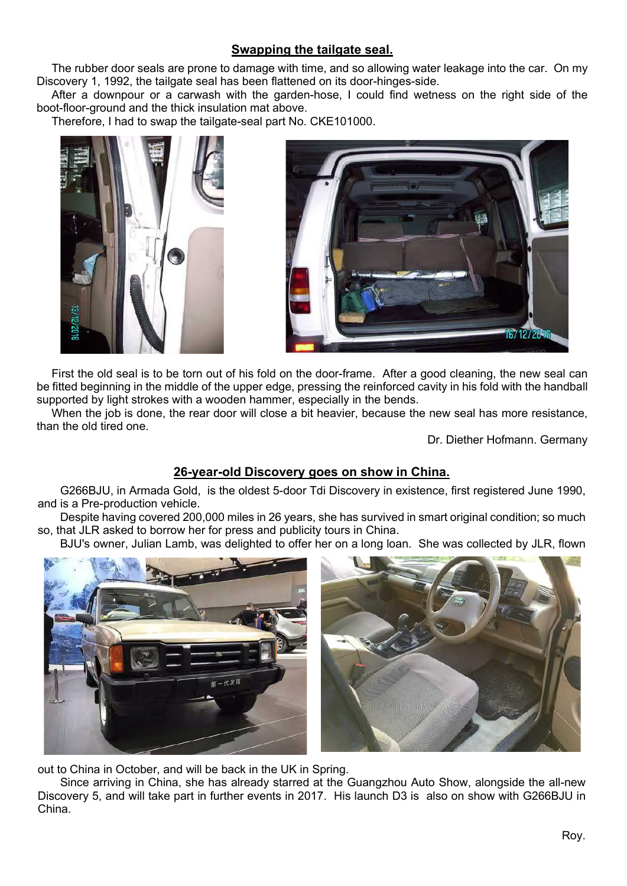## Swapping the tailgate seal.

The rubber door seals are prone to damage with time, and so allowing water leakage into the car. On my Discovery 1, 1992, the tailgate seal has been flattened on its door-hinges-side.

After a downpour or a carwash with the garden-hose, I could find wetness on the right side of the boot-floor-ground and the thick insulation mat above.

Therefore, I had to swap the tailgate-seal part No. CKE101000.

First the old seal is to be torn out of his fold on the door-frame. After a good cleaning, the new seal can be fitted beginning in the middle of the upper edge, pressing the reinforced cavity in his fold with the handball supported by light strokes with a wooden hammer, especially in the bends.

When the job is done, the rear door will close a bit heavier, because the new seal has more resistance, than the old tired one.

Dr. Diether Hofmann. Germany

## 26-year-old Discovery goes on show in China.

G266BJU, in Armada Gold, is the oldest 5-door Tdi Discovery in existence, first registered June 1990, and is a Pre-production vehicle.

Despite having covered 200,000 miles in 26 years, she has survived in smart original condition; so much so, that JLR asked to borrow her for press and publicity tours in China.

BJU's owner, Julian Lamb, was delighted to offer her on a long loan. She was collected by JLR, flown out to China in October, and will be back in the UK in Spring.

Since arriving in China, she has already starred at the Guangzhou Auto Show, alongside the all-new Discovery 5, and will take part in further events in 2017. His launch D3 is also on show with G266BJU in China.

Roy.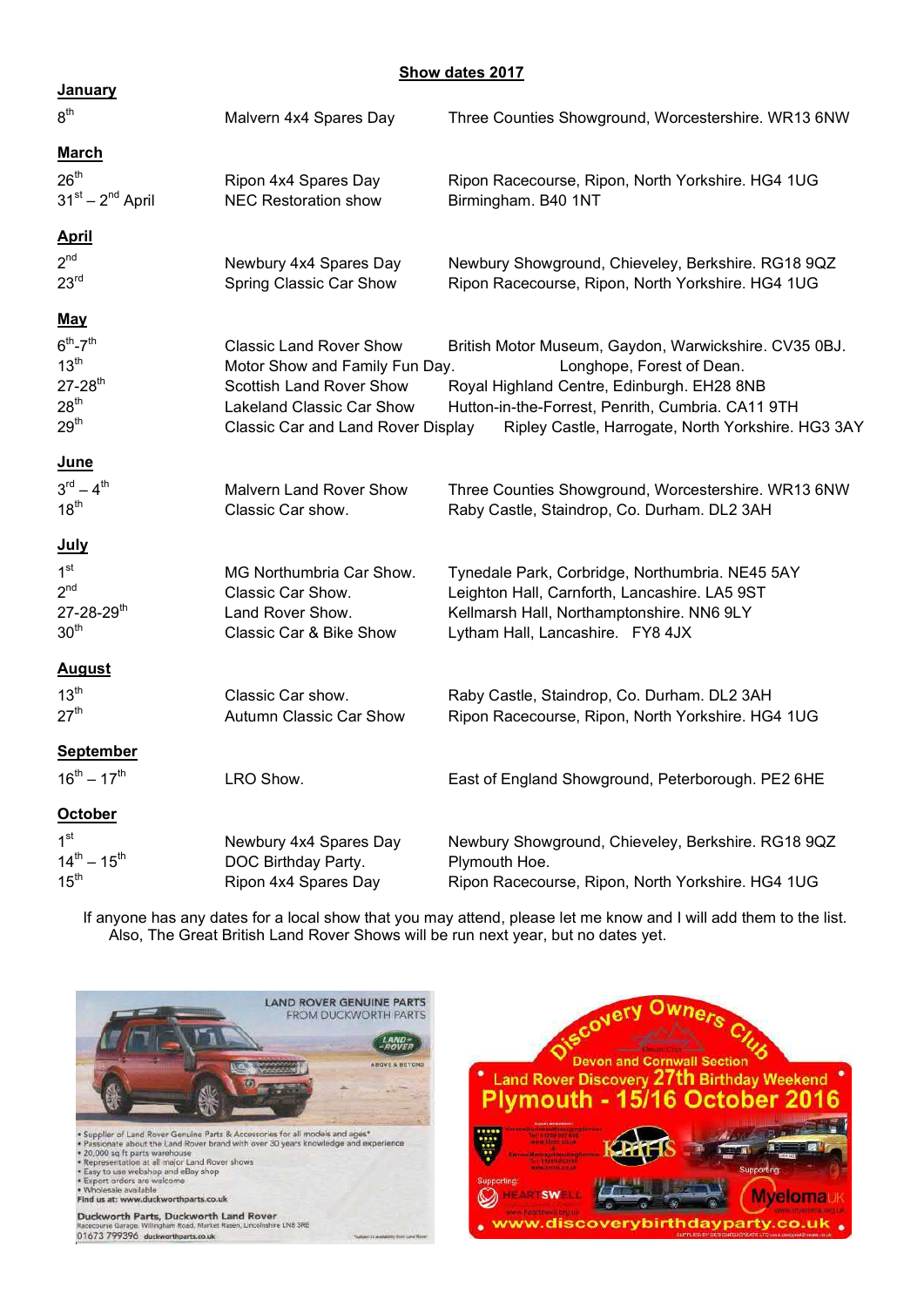# Show dates 2017

**January**

| | | |
|---|---|---|
| 8th | Malvern 4x4 Spares Day | Three Counties Showground, Worcestershire. WR13 6NW |

**March**

| | | |
|---|---|---|
| 26th | Ripon 4x4 Spares Day | Ripon Racecourse, Ripon, North Yorkshire. HG4 1UG |
| 31st – 2nd April | NEC Restoration show | Birmingham. B40 1NT |

**April**

| | | |
|---|---|---|
| 2nd | Newbury 4x4 Spares Day | Newbury Showground, Chieveley, Berkshire. RG18 9QZ |
| 23rd | Spring Classic Car Show | Ripon Racecourse, Ripon, North Yorkshire. HG4 1UG |

**May**

| | | |
|---|---|---|
| 6th-7th | Classic Land Rover Show | British Motor Museum, Gaydon, Warwickshire. CV35 0BJ. |
| 13th | Motor Show and Family Fun Day. | Longhope, Forest of Dean. |
| 27-28th | Scottish Land Rover Show | Royal Highland Centre, Edinburgh. EH28 8NB |
| 28th | Lakeland Classic Car Show | Hutton-in-the-Forrest, Penrith, Cumbria. CA11 9TH |
| 29th | Classic Car and Land Rover Display | Ripley Castle, Harrogate, North Yorkshire. HG3 3AY |

**June**

| | | |
|---|---|---|
| 3rd – 4th | Malvern Land Rover Show | Three Counties Showground, Worcestershire. WR13 6NW |
| 18th | Classic Car show. | Raby Castle, Staindrop, Co. Durham. DL2 3AH |

**July**

| | | |
|---|---|---|
| 1st | MG Northumbria Car Show. | Tynedale Park, Corbridge, Northumbria. NE45 5AY |
| 2nd | Classic Car Show. | Leighton Hall, Carnforth, Lancashire. LA5 9ST |
| 27-28-29th | Land Rover Show. | Kellmarsh Hall, Northamptonshire. NN6 9LY |
| 30th | Classic Car & Bike Show | Lytham Hall, Lancashire. FY8 4JX |

**August**

| | | |
|---|---|---|
| 13th | Classic Car show. | Raby Castle, Staindrop, Co. Durham. DL2 3AH |
| 27th | Autumn Classic Car Show | Ripon Racecourse, Ripon, North Yorkshire. HG4 1UG |

**September**

| | | |
|---|---|---|
| 16th – 17th | LRO Show. | East of England Showground, Peterborough. PE2 6HE |

**October**

| | | |
|---|---|---|
| 1st | Newbury 4x4 Spares Day | Newbury Showground, Chieveley, Berkshire. RG18 9QZ |
| 14th – 15th | DOC Birthday Party. | Plymouth Hoe. |
| 15th | Ripon 4x4 Spares Day | Ripon Racecourse, Ripon, North Yorkshire. HG4 1UG |

If anyone has any dates for a local show that you may attend, please let me know and I will add them to the list. Also, The Great British Land Rover Shows will be run next year, but no dates yet.

LAND ROVER GENUINE PARTS FROM DUCKWORTH PARTS

- Supplier of Land Rover Genuine Parts & Accessories for all models and ages*
- Passionate about the Land Rover brand with over 30 years knowledge and experience
- 20,000 sq ft parts warehouse
- Representation at all major Land Rover shows
- Easy to use webshop and eBay shop
- Export orders are welcome
- Wholesale available

Find us at: www.duckworthparts.co.uk

Duckworth Parts, Duckworth Land Rover
Racecourse Garage, Willingham Road, Market Rasen, Lincolnshire LN8 3RE
01673 799396 duckworthparts.co.uk

Discovery Owners Club
Devon and Cornwall Section
Land Rover Discovery 27th Birthday Weekend
Plymouth - 15/16 October 2016
www.discoverybirthdayparty.co.uk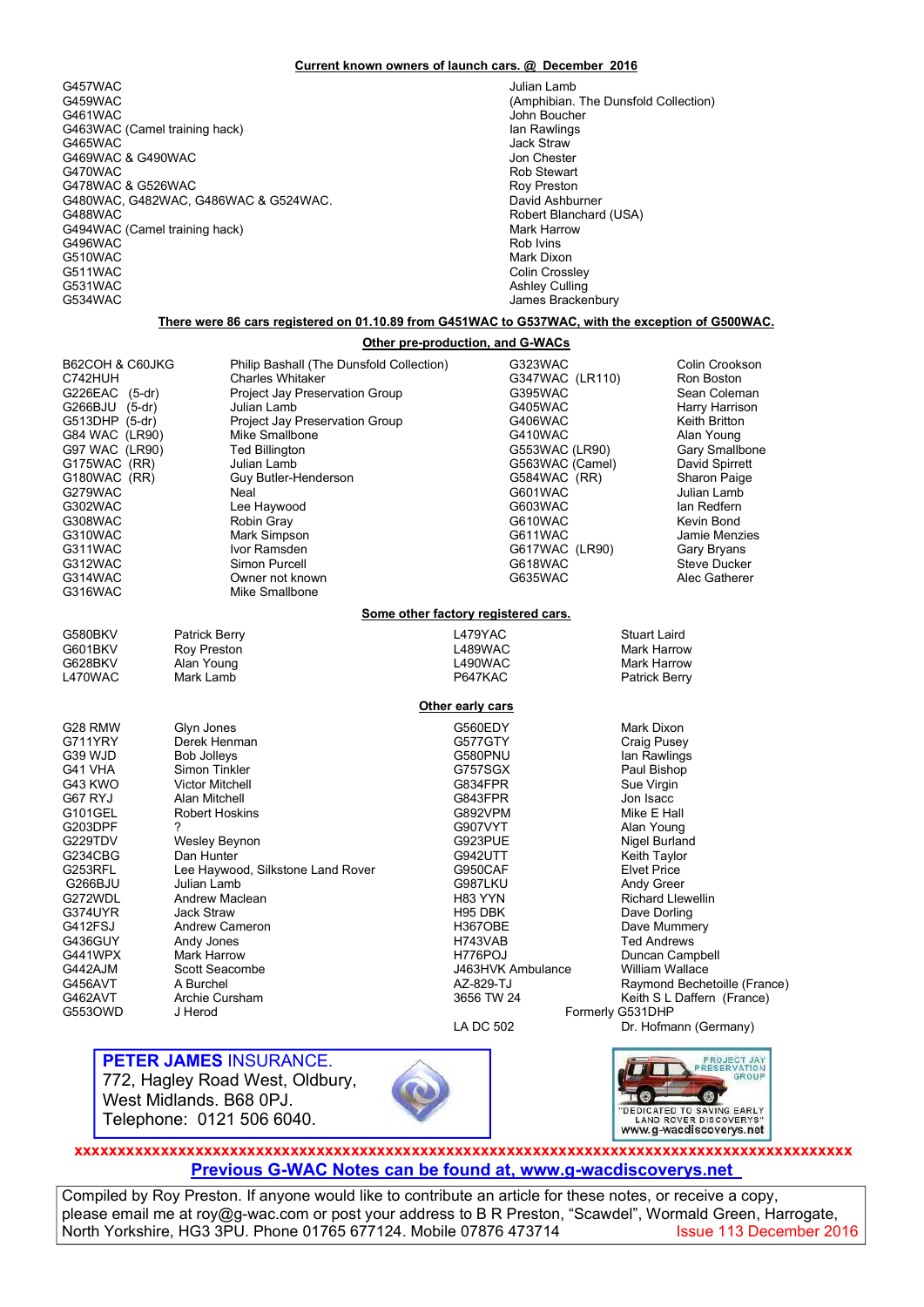**Current known owners of launch cars. @ December 2016**

| | |
|---|---|
| G457WAC | Julian Lamb |
| G459WAC | (Amphibian. The Dunsfold Collection) |
| G461WAC | John Boucher |
| G463WAC (Camel training hack) | Ian Rawlings |
| G465WAC | Jack Straw |
| G469WAC & G490WAC | Jon Chester |
| G470WAC | Rob Stewart |
| G478WAC & G526WAC | Roy Preston |
| G480WAC, G482WAC, G486WAC & G524WAC. | David Ashburner |
| G488WAC | Robert Blanchard (USA) |
| G494WAC (Camel training hack) | Mark Harrow |
| G496WAC | Rob Ivins |
| G510WAC | Mark Dixon |
| G511WAC | Colin Crossley |
| G531WAC | Ashley Culling |
| G534WAC | James Brackenbury |

**There were 86 cars registered on 01.10.89 from G451WAC to G537WAC, with the exception of G500WAC.**

**Other pre-production, and G-WACs**

| | | | |
|---|---|---|---|
| B62COH & C60JKG | Philip Bashall (The Dunsfold Collection) | G323WAC | Colin Crookson |
| C742HUH | Charles Whitaker | G347WAC (LR110) | Ron Boston |
| G226EAC (5-dr) | Project Jay Preservation Group | G395WAC | Sean Coleman |
| G266BJU (5-dr) | Julian Lamb | G405WAC | Harry Harrison |
| G513DHP (5-dr) | Project Jay Preservation Group | G406WAC | Keith Britton |
| G84 WAC (LR90) | Mike Smallbone | G410WAC | Alan Young |
| G97 WAC (LR90) | Ted Billington | G553WAC (LR90) | Gary Smallbone |
| G175WAC (RR) | Julian Lamb | G563WAC (Camel) | David Spirrett |
| G180WAC (RR) | Guy Butler-Henderson | G584WAC (RR) | Sharon Paige |
| G279WAC | Neal | G601WAC | Julian Lamb |
| G302WAC | Lee Haywood | G603WAC | Ian Redfern |
| G308WAC | Robin Gray | G610WAC | Kevin Bond |
| G310WAC | Mark Simpson | G611WAC | Jamie Menzies |
| G311WAC | Ivor Ramsden | G617WAC (LR90) | Gary Bryans |
| G312WAC | Simon Purcell | G618WAC | Steve Ducker |
| G314WAC | Owner not known | G635WAC | Alec Gatherer |
| G316WAC | Mike Smallbone | | |

**Some other factory registered cars.**

| | | | |
|---|---|---|---|
| G580BKV | Patrick Berry | L479YAC | Stuart Laird |
| G601BKV | Roy Preston | L489WAC | Mark Harrow |
| G628BKV | Alan Young | L490WAC | Mark Harrow |
| L470WAC | Mark Lamb | P647KAC | Patrick Berry |

**Other early cars**

| | | | |
|---|---|---|---|
| G28 RMW | Glyn Jones | G560EDY | Mark Dixon |
| G711YRY | Derek Henman | G577GTY | Craig Pusey |
| G39 WJD | Bob Jolleys | G580PNU | Ian Rawlings |
| G41 VHA | Simon Tinkler | G757SGX | Paul Bishop |
| G43 KWO | Victor Mitchell | G834FPR | Sue Virgin |
| G67 RYJ | Alan Mitchell | G843FPR | Jon Isacc |
| G101GEL | Robert Hoskins | G892VPM | Mike E Hall |
| G203DPF | ? | G907VYT | Alan Young |
| G229TDV | Wesley Beynon | G923PUE | Nigel Burland |
| G234CBG | Dan Hunter | G942UTT | Keith Taylor |
| G253RFL | Lee Haywood, Silkstone Land Rover | G950CAF | Elvet Price |
| G266BJU | Julian Lamb | G987LKU | Andy Greer |
| G272WDL | Andrew Maclean | H83 YYN | Richard Llewellin |
| G374UYR | Jack Straw | H95 DBK | Dave Dorling |
| G412FSJ | Andrew Cameron | H367OBE | Dave Mummery |
| G436GUY | Andy Jones | H743VAB | Ted Andrews |
| G441WPX | Mark Harrow | H776POJ | Duncan Campbell |
| G442AJM | Scott Seacombe | J463HVK Ambulance | William Wallace |
| G456AVT | A Burchel | AZ-829-TJ | Raymond Bechetoille (France) |
| G462AVT | Archie Cursham | 3656 TW 24 | Keith S L Daffern (France) |
| G553OWD | J Herod | | Formerly G531DHP |
| | | LA DC 502 | Dr. Hofmann (Germany) |

**PETER JAMES** INSURANCE.
772, Hagley Road West, Oldbury,
West Midlands. B68 0PJ.
Telephone: 0121 506 6040.

PROJECT JAY PRESERVATION GROUP
"DEDICATED TO SAVING EARLY LAND ROVER DISCOVERYS"
www.g-wacdiscoverys.net

xxxxxxxxxxxxxxxxxxxxxxxxxxxxxxxxxxxxxxxxxxxxxxxxxxxxxxxxxxxxxxxxxxxxxxxxxxxxxxxxxxxxxxxxxxxx

**Previous G-WAC Notes can be found at, www.g-wacdiscoverys.net**

Compiled by Roy Preston. If anyone would like to contribute an article for these notes, or receive a copy, please email me at roy@g-wac.com or post your address to B R Preston, "Scawdel", Wormald Green, Harrogate, North Yorkshire, HG3 3PU. Phone 01765 677124. Mobile 07876 473714 Issue 113 December 2016